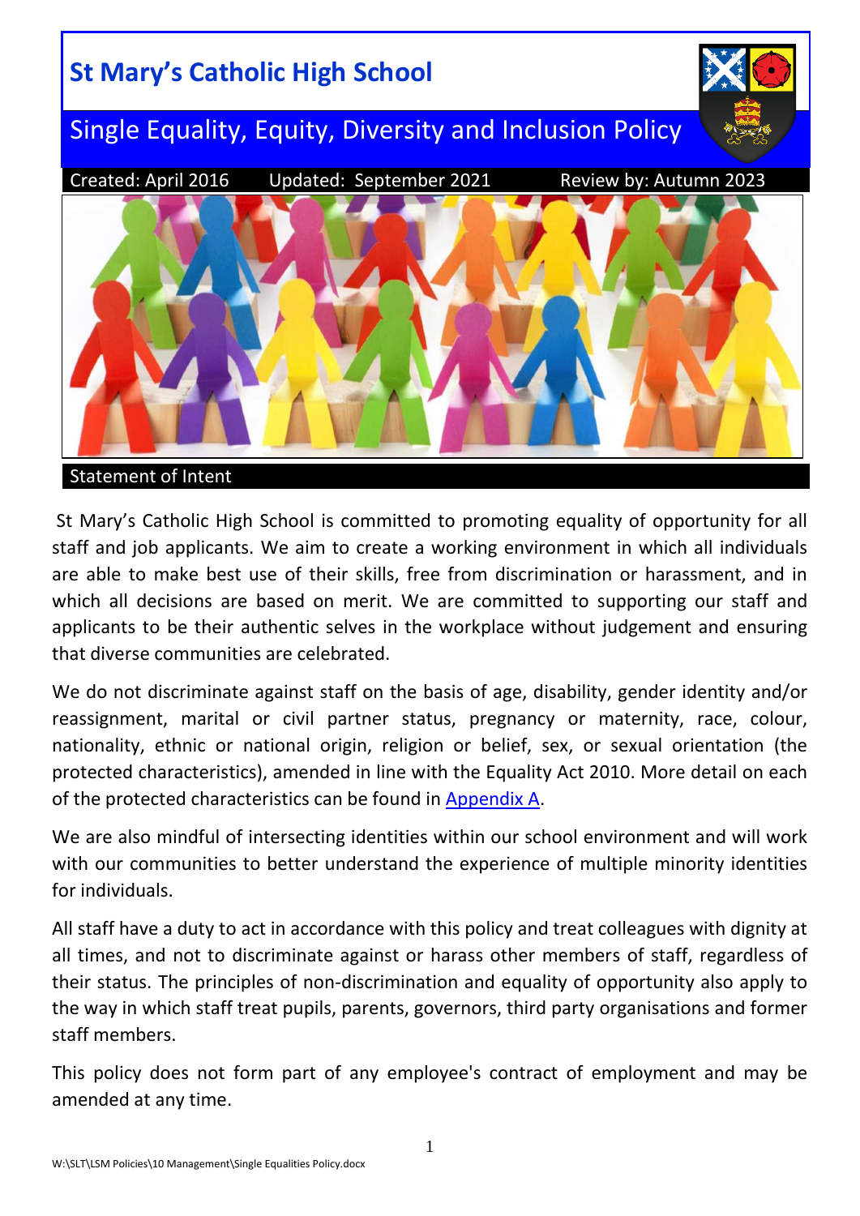# St Mary's Catholic High School

## Single Equality, Equity, Diversity and Inclusion Policy

Created: April 2016 Updated: September 2021 Review by: Autumn 2023

### Statement of Intent

St Mary's Catholic High School is committed to promoting equality of opportunity for all staff and job applicants. We aim to create a working environment in which all individuals are able to make best use of their skills, free from discrimination or harassment, and in which all decisions are based on merit. We are committed to supporting our staff and applicants to be their authentic selves in the workplace without judgement and ensuring that diverse communities are celebrated.

We do not discriminate against staff on the basis of age, disability, gender identity and/or reassignment, marital or civil partner status, pregnancy or maternity, race, colour, nationality, ethnic or national origin, religion or belief, sex, or sexual orientation (the protected characteristics), amended in line with the Equality Act 2010. More detail on each of the protected characteristics can be found in Appendix A.

We are also mindful of intersecting identities within our school environment and will work with our communities to better understand the experience of multiple minority identities for individuals.

All staff have a duty to act in accordance with this policy and treat colleagues with dignity at all times, and not to discriminate against or harass other members of staff, regardless of their status. The principles of non-discrimination and equality of opportunity also apply to the way in which staff treat pupils, parents, governors, third party organisations and former staff members.

This policy does not form part of any employee's contract of employment and may be amended at any time.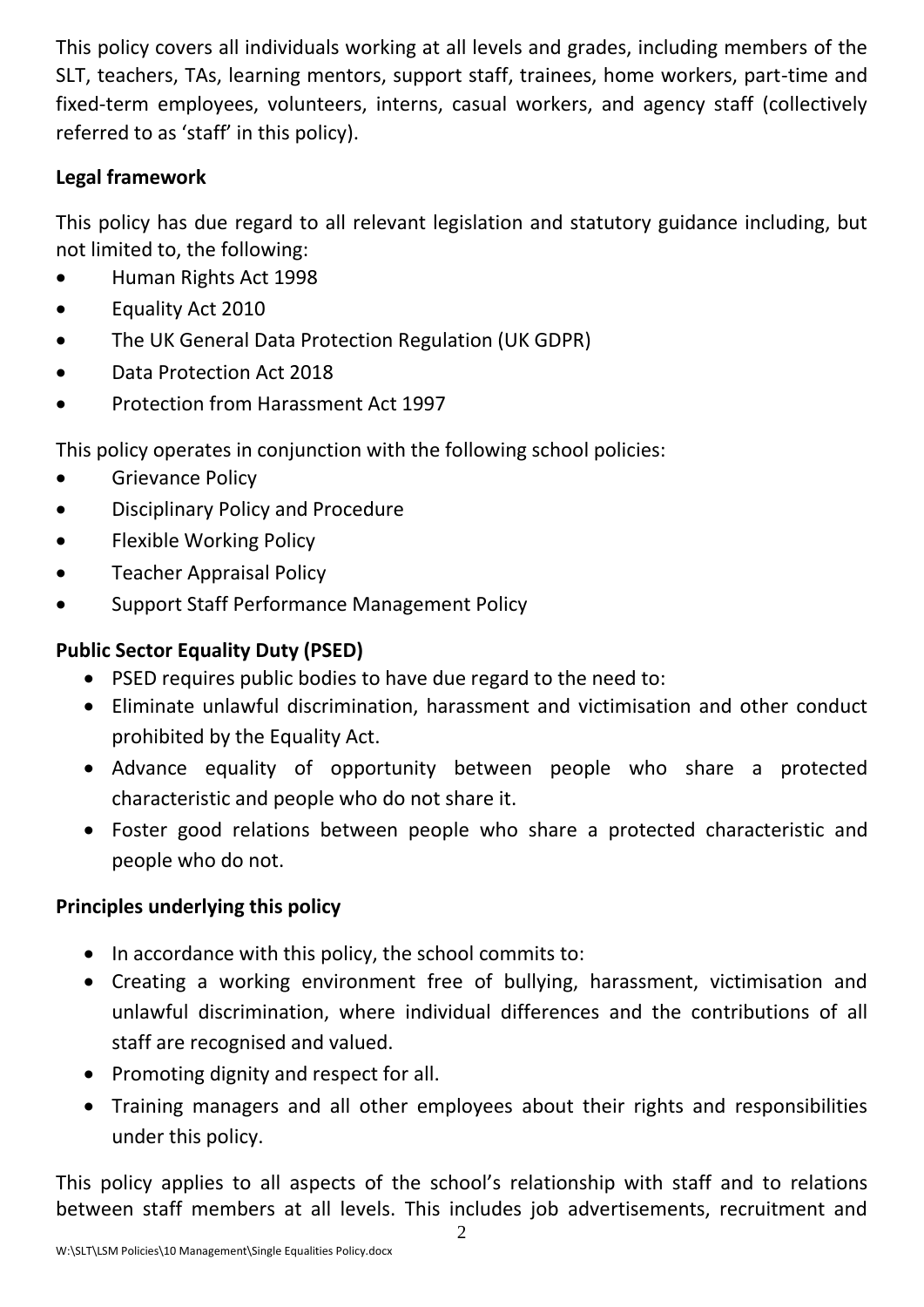This policy covers all individuals working at all levels and grades, including members of the SLT, teachers, TAs, learning mentors, support staff, trainees, home workers, part-time and fixed-term employees, volunteers, interns, casual workers, and agency staff (collectively referred to as 'staff' in this policy).

**Legal framework**

This policy has due regard to all relevant legislation and statutory guidance including, but not limited to, the following:

- Human Rights Act 1998
- Equality Act 2010
- The UK General Data Protection Regulation (UK GDPR)
- Data Protection Act 2018
- Protection from Harassment Act 1997

This policy operates in conjunction with the following school policies:

- Grievance Policy
- Disciplinary Policy and Procedure
- Flexible Working Policy
- Teacher Appraisal Policy
- Support Staff Performance Management Policy

**Public Sector Equality Duty (PSED)**

- PSED requires public bodies to have due regard to the need to:
- Eliminate unlawful discrimination, harassment and victimisation and other conduct prohibited by the Equality Act.
- Advance equality of opportunity between people who share a protected characteristic and people who do not share it.
- Foster good relations between people who share a protected characteristic and people who do not.

**Principles underlying this policy**

- In accordance with this policy, the school commits to:
- Creating a working environment free of bullying, harassment, victimisation and unlawful discrimination, where individual differences and the contributions of all staff are recognised and valued.
- Promoting dignity and respect for all.
- Training managers and all other employees about their rights and responsibilities under this policy.

This policy applies to all aspects of the school's relationship with staff and to relations between staff members at all levels. This includes job advertisements, recruitment and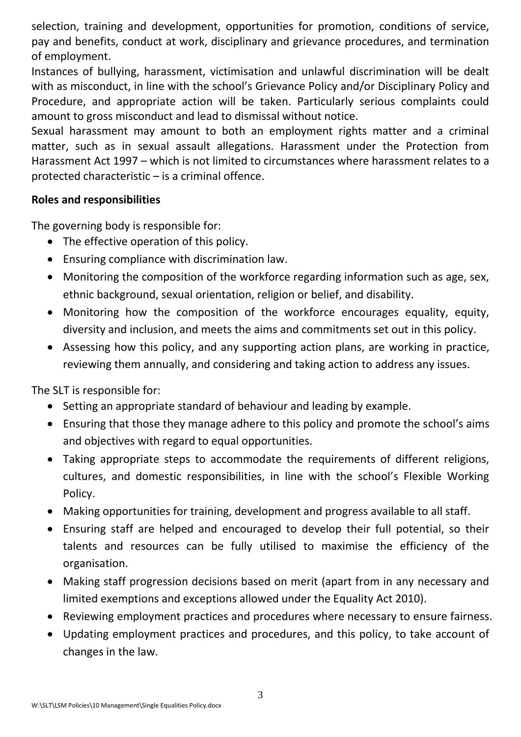selection, training and development, opportunities for promotion, conditions of service, pay and benefits, conduct at work, disciplinary and grievance procedures, and termination of employment.

Instances of bullying, harassment, victimisation and unlawful discrimination will be dealt with as misconduct, in line with the school's Grievance Policy and/or Disciplinary Policy and Procedure, and appropriate action will be taken. Particularly serious complaints could amount to gross misconduct and lead to dismissal without notice.

Sexual harassment may amount to both an employment rights matter and a criminal matter, such as in sexual assault allegations. Harassment under the Protection from Harassment Act 1997 – which is not limited to circumstances where harassment relates to a protected characteristic – is a criminal offence.

**Roles and responsibilities**

The governing body is responsible for:

- The effective operation of this policy.
- Ensuring compliance with discrimination law.
- Monitoring the composition of the workforce regarding information such as age, sex, ethnic background, sexual orientation, religion or belief, and disability.
- Monitoring how the composition of the workforce encourages equality, equity, diversity and inclusion, and meets the aims and commitments set out in this policy.
- Assessing how this policy, and any supporting action plans, are working in practice, reviewing them annually, and considering and taking action to address any issues.

The SLT is responsible for:

- Setting an appropriate standard of behaviour and leading by example.
- Ensuring that those they manage adhere to this policy and promote the school's aims and objectives with regard to equal opportunities.
- Taking appropriate steps to accommodate the requirements of different religions, cultures, and domestic responsibilities, in line with the school's Flexible Working Policy.
- Making opportunities for training, development and progress available to all staff.
- Ensuring staff are helped and encouraged to develop their full potential, so their talents and resources can be fully utilised to maximise the efficiency of the organisation.
- Making staff progression decisions based on merit (apart from in any necessary and limited exemptions and exceptions allowed under the Equality Act 2010).
- Reviewing employment practices and procedures where necessary to ensure fairness.
- Updating employment practices and procedures, and this policy, to take account of changes in the law.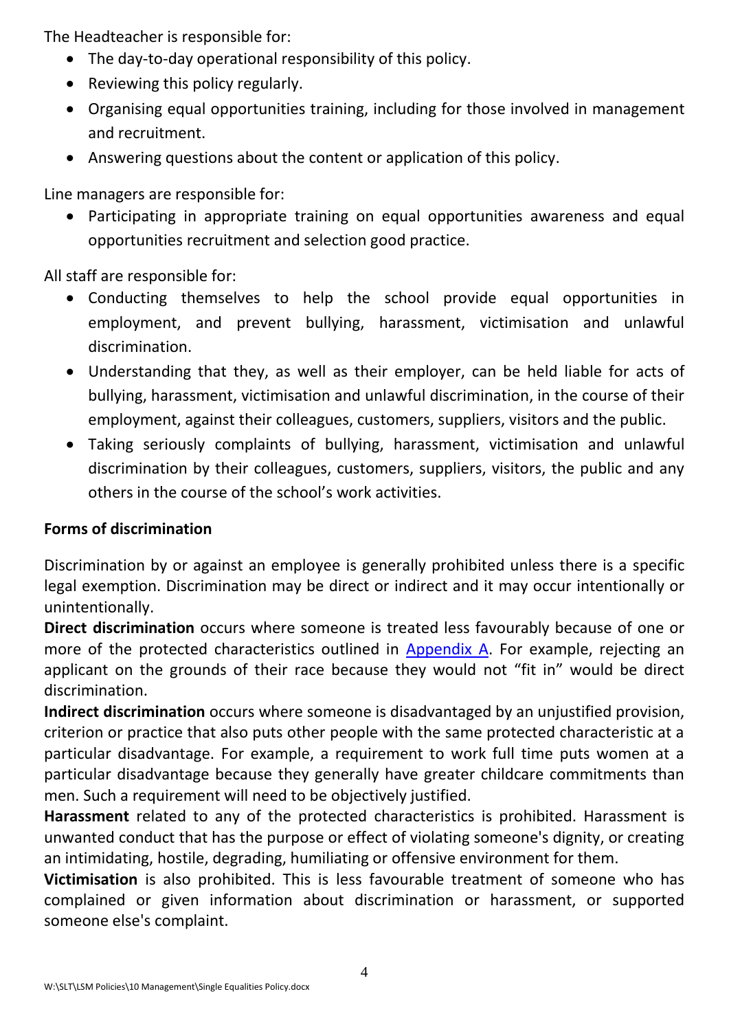The Headteacher is responsible for:

- The day-to-day operational responsibility of this policy.
- Reviewing this policy regularly.
- Organising equal opportunities training, including for those involved in management and recruitment.
- Answering questions about the content or application of this policy.

Line managers are responsible for:

- Participating in appropriate training on equal opportunities awareness and equal opportunities recruitment and selection good practice.

All staff are responsible for:

- Conducting themselves to help the school provide equal opportunities in employment, and prevent bullying, harassment, victimisation and unlawful discrimination.
- Understanding that they, as well as their employer, can be held liable for acts of bullying, harassment, victimisation and unlawful discrimination, in the course of their employment, against their colleagues, customers, suppliers, visitors and the public.
- Taking seriously complaints of bullying, harassment, victimisation and unlawful discrimination by their colleagues, customers, suppliers, visitors, the public and any others in the course of the school's work activities.

**Forms of discrimination**

Discrimination by or against an employee is generally prohibited unless there is a specific legal exemption. Discrimination may be direct or indirect and it may occur intentionally or unintentionally.

**Direct discrimination** occurs where someone is treated less favourably because of one or more of the protected characteristics outlined in Appendix A. For example, rejecting an applicant on the grounds of their race because they would not "fit in" would be direct discrimination.

**Indirect discrimination** occurs where someone is disadvantaged by an unjustified provision, criterion or practice that also puts other people with the same protected characteristic at a particular disadvantage. For example, a requirement to work full time puts women at a particular disadvantage because they generally have greater childcare commitments than men. Such a requirement will need to be objectively justified.

**Harassment** related to any of the protected characteristics is prohibited. Harassment is unwanted conduct that has the purpose or effect of violating someone's dignity, or creating an intimidating, hostile, degrading, humiliating or offensive environment for them.

**Victimisation** is also prohibited. This is less favourable treatment of someone who has complained or given information about discrimination or harassment, or supported someone else's complaint.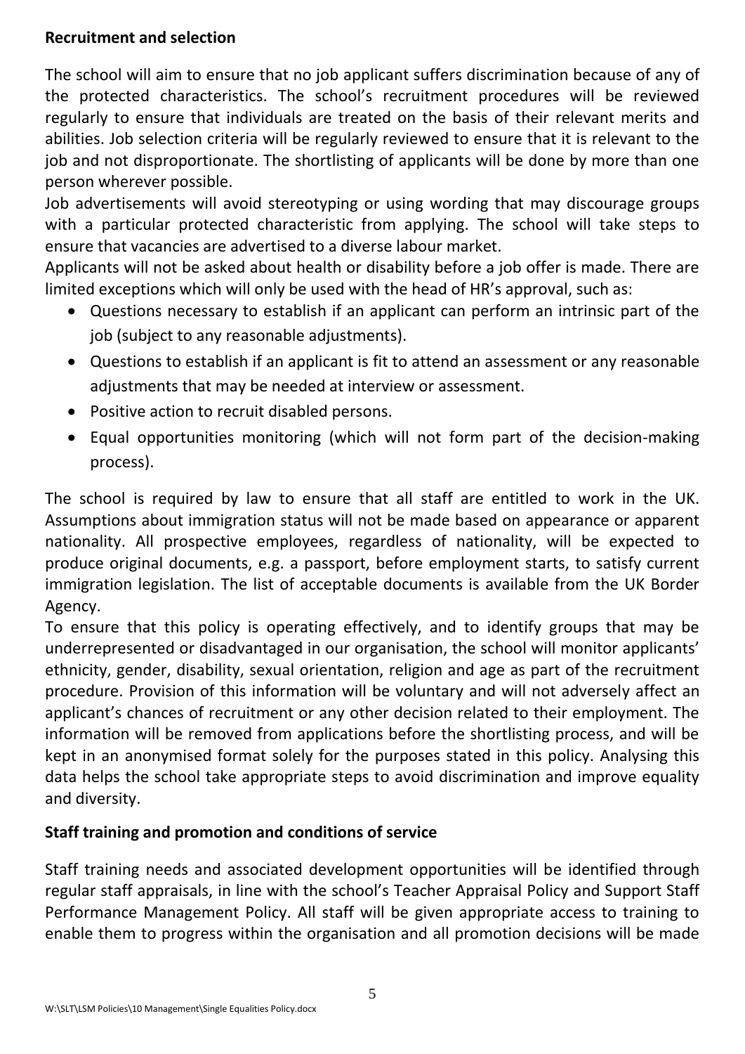**Recruitment and selection**

The school will aim to ensure that no job applicant suffers discrimination because of any of the protected characteristics. The school's recruitment procedures will be reviewed regularly to ensure that individuals are treated on the basis of their relevant merits and abilities. Job selection criteria will be regularly reviewed to ensure that it is relevant to the job and not disproportionate. The shortlisting of applicants will be done by more than one person wherever possible.

Job advertisements will avoid stereotyping or using wording that may discourage groups with a particular protected characteristic from applying. The school will take steps to ensure that vacancies are advertised to a diverse labour market.

Applicants will not be asked about health or disability before a job offer is made. There are limited exceptions which will only be used with the head of HR's approval, such as:

- Questions necessary to establish if an applicant can perform an intrinsic part of the job (subject to any reasonable adjustments).
- Questions to establish if an applicant is fit to attend an assessment or any reasonable adjustments that may be needed at interview or assessment.
- Positive action to recruit disabled persons.
- Equal opportunities monitoring (which will not form part of the decision-making process).

The school is required by law to ensure that all staff are entitled to work in the UK. Assumptions about immigration status will not be made based on appearance or apparent nationality. All prospective employees, regardless of nationality, will be expected to produce original documents, e.g. a passport, before employment starts, to satisfy current immigration legislation. The list of acceptable documents is available from the UK Border Agency.

To ensure that this policy is operating effectively, and to identify groups that may be underrepresented or disadvantaged in our organisation, the school will monitor applicants' ethnicity, gender, disability, sexual orientation, religion and age as part of the recruitment procedure. Provision of this information will be voluntary and will not adversely affect an applicant's chances of recruitment or any other decision related to their employment. The information will be removed from applications before the shortlisting process, and will be kept in an anonymised format solely for the purposes stated in this policy. Analysing this data helps the school take appropriate steps to avoid discrimination and improve equality and diversity.

**Staff training and promotion and conditions of service**

Staff training needs and associated development opportunities will be identified through regular staff appraisals, in line with the school's Teacher Appraisal Policy and Support Staff Performance Management Policy. All staff will be given appropriate access to training to enable them to progress within the organisation and all promotion decisions will be made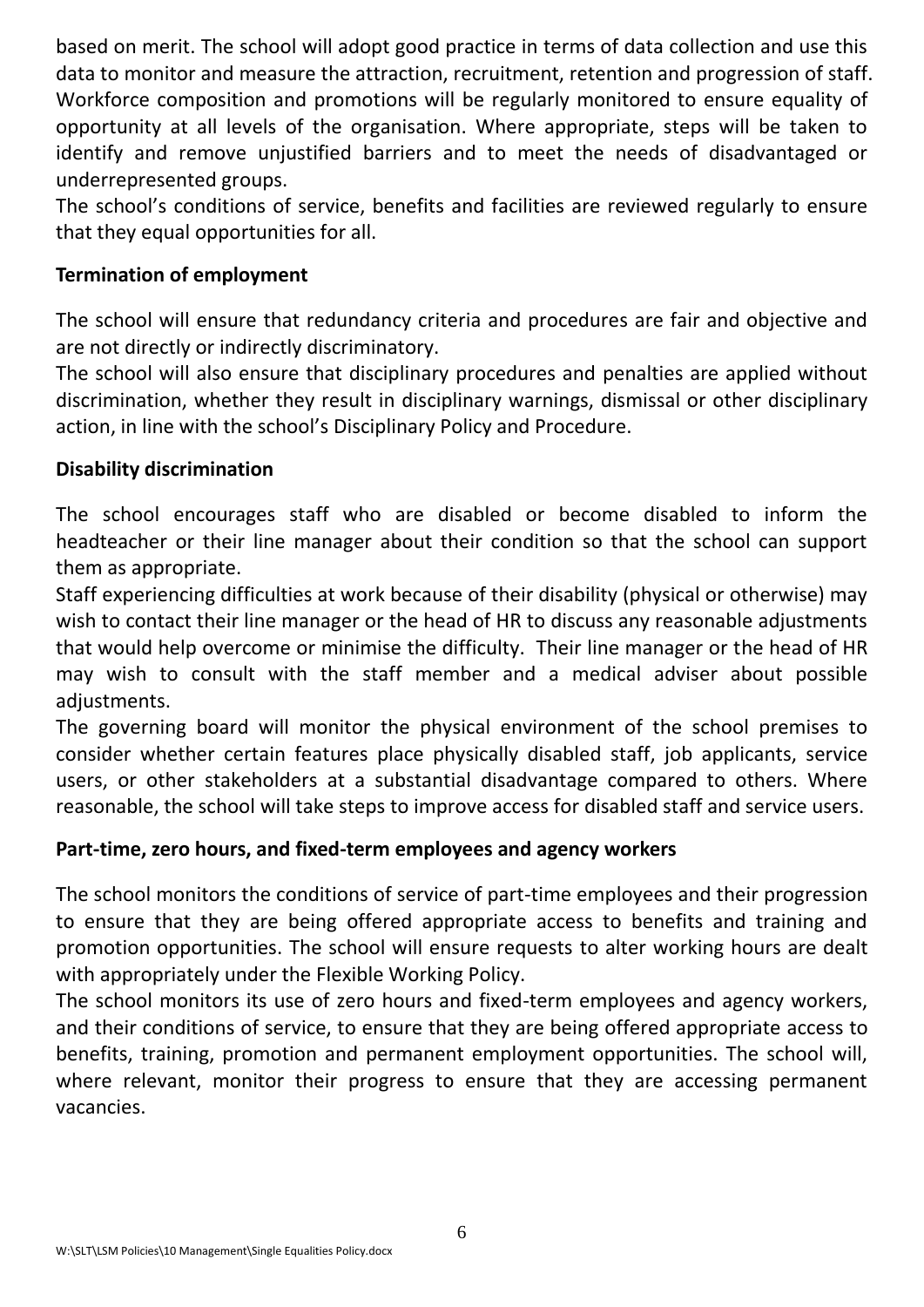based on merit. The school will adopt good practice in terms of data collection and use this data to monitor and measure the attraction, recruitment, retention and progression of staff. Workforce composition and promotions will be regularly monitored to ensure equality of opportunity at all levels of the organisation. Where appropriate, steps will be taken to identify and remove unjustified barriers and to meet the needs of disadvantaged or underrepresented groups.

The school's conditions of service, benefits and facilities are reviewed regularly to ensure that they equal opportunities for all.

**Termination of employment**

The school will ensure that redundancy criteria and procedures are fair and objective and are not directly or indirectly discriminatory.

The school will also ensure that disciplinary procedures and penalties are applied without discrimination, whether they result in disciplinary warnings, dismissal or other disciplinary action, in line with the school's Disciplinary Policy and Procedure.

**Disability discrimination**

The school encourages staff who are disabled or become disabled to inform the headteacher or their line manager about their condition so that the school can support them as appropriate.

Staff experiencing difficulties at work because of their disability (physical or otherwise) may wish to contact their line manager or the head of HR to discuss any reasonable adjustments that would help overcome or minimise the difficulty. Their line manager or the head of HR may wish to consult with the staff member and a medical adviser about possible adjustments.

The governing board will monitor the physical environment of the school premises to consider whether certain features place physically disabled staff, job applicants, service users, or other stakeholders at a substantial disadvantage compared to others. Where reasonable, the school will take steps to improve access for disabled staff and service users.

**Part-time, zero hours, and fixed-term employees and agency workers**

The school monitors the conditions of service of part-time employees and their progression to ensure that they are being offered appropriate access to benefits and training and promotion opportunities. The school will ensure requests to alter working hours are dealt with appropriately under the Flexible Working Policy.

The school monitors its use of zero hours and fixed-term employees and agency workers, and their conditions of service, to ensure that they are being offered appropriate access to benefits, training, promotion and permanent employment opportunities. The school will, where relevant, monitor their progress to ensure that they are accessing permanent vacancies.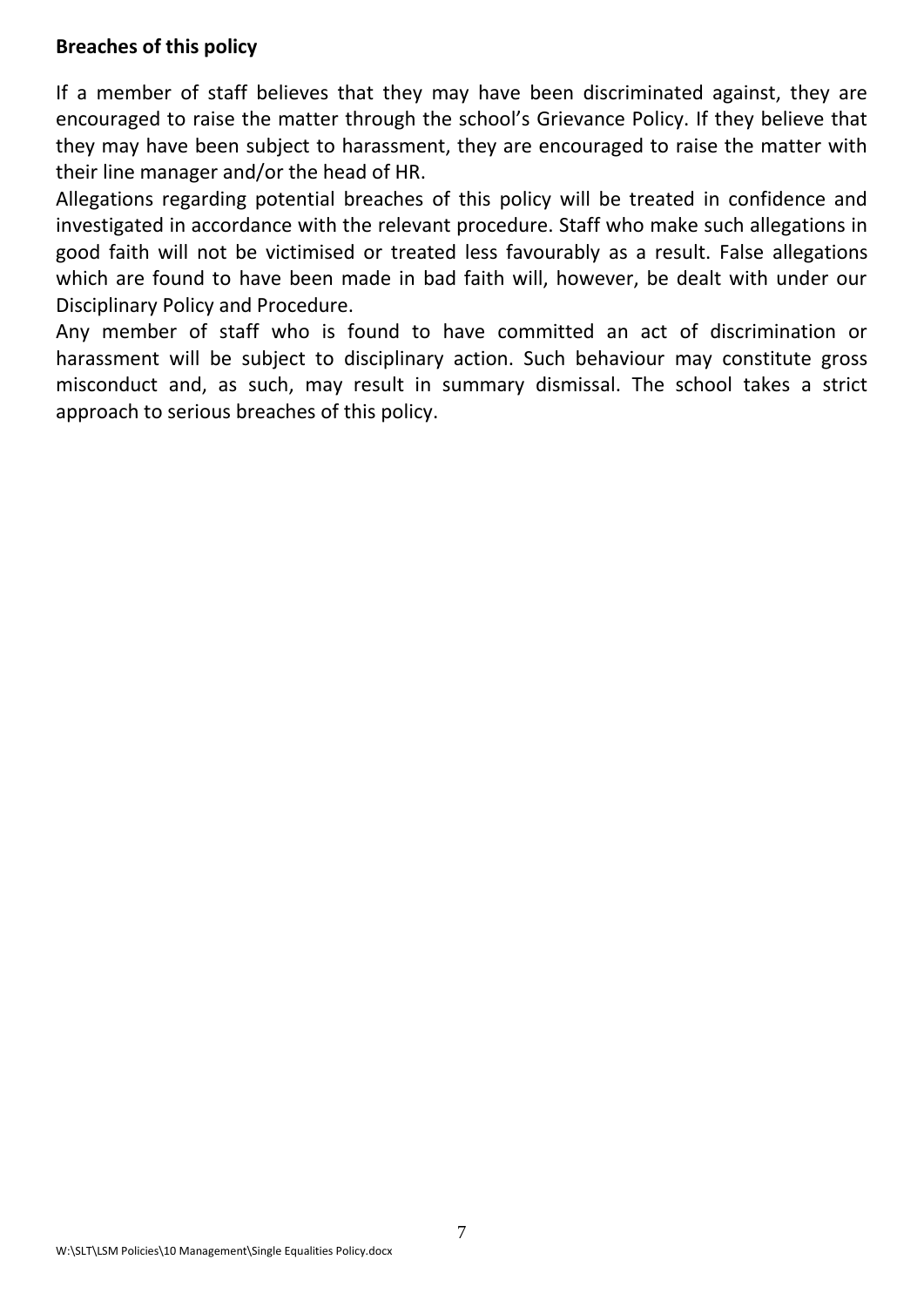**Breaches of this policy**

If a member of staff believes that they may have been discriminated against, they are encouraged to raise the matter through the school's Grievance Policy. If they believe that they may have been subject to harassment, they are encouraged to raise the matter with their line manager and/or the head of HR.

Allegations regarding potential breaches of this policy will be treated in confidence and investigated in accordance with the relevant procedure. Staff who make such allegations in good faith will not be victimised or treated less favourably as a result. False allegations which are found to have been made in bad faith will, however, be dealt with under our Disciplinary Policy and Procedure.

Any member of staff who is found to have committed an act of discrimination or harassment will be subject to disciplinary action. Such behaviour may constitute gross misconduct and, as such, may result in summary dismissal. The school takes a strict approach to serious breaches of this policy.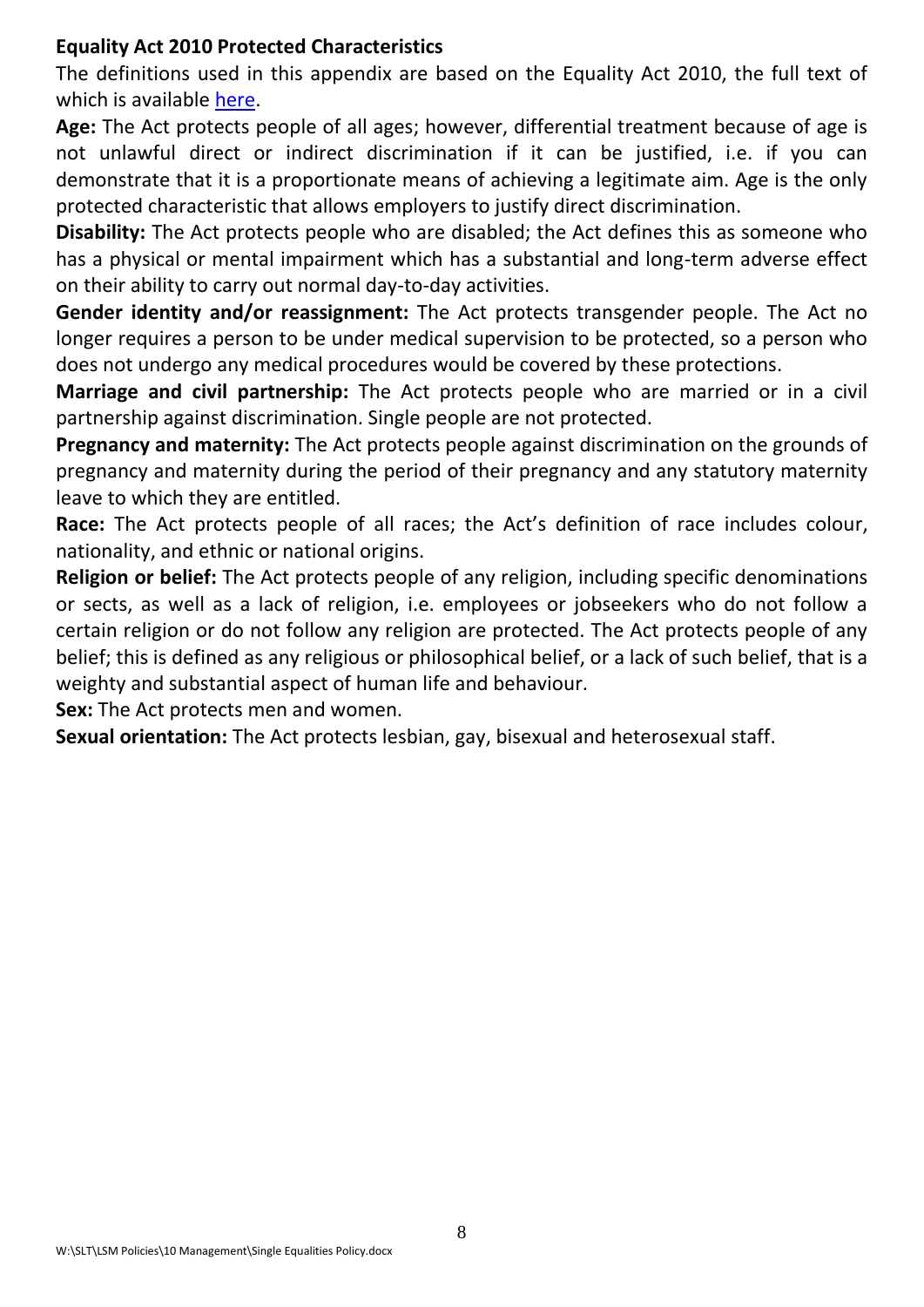**Equality Act 2010 Protected Characteristics**

The definitions used in this appendix are based on the Equality Act 2010, the full text of which is available here.

**Age:** The Act protects people of all ages; however, differential treatment because of age is not unlawful direct or indirect discrimination if it can be justified, i.e. if you can demonstrate that it is a proportionate means of achieving a legitimate aim. Age is the only protected characteristic that allows employers to justify direct discrimination.

**Disability:** The Act protects people who are disabled; the Act defines this as someone who has a physical or mental impairment which has a substantial and long-term adverse effect on their ability to carry out normal day-to-day activities.

**Gender identity and/or reassignment:** The Act protects transgender people. The Act no longer requires a person to be under medical supervision to be protected, so a person who does not undergo any medical procedures would be covered by these protections.

**Marriage and civil partnership:** The Act protects people who are married or in a civil partnership against discrimination. Single people are not protected.

**Pregnancy and maternity:** The Act protects people against discrimination on the grounds of pregnancy and maternity during the period of their pregnancy and any statutory maternity leave to which they are entitled.

**Race:** The Act protects people of all races; the Act's definition of race includes colour, nationality, and ethnic or national origins.

**Religion or belief:** The Act protects people of any religion, including specific denominations or sects, as well as a lack of religion, i.e. employees or jobseekers who do not follow a certain religion or do not follow any religion are protected. The Act protects people of any belief; this is defined as any religious or philosophical belief, or a lack of such belief, that is a weighty and substantial aspect of human life and behaviour.

**Sex:** The Act protects men and women.

**Sexual orientation:** The Act protects lesbian, gay, bisexual and heterosexual staff.